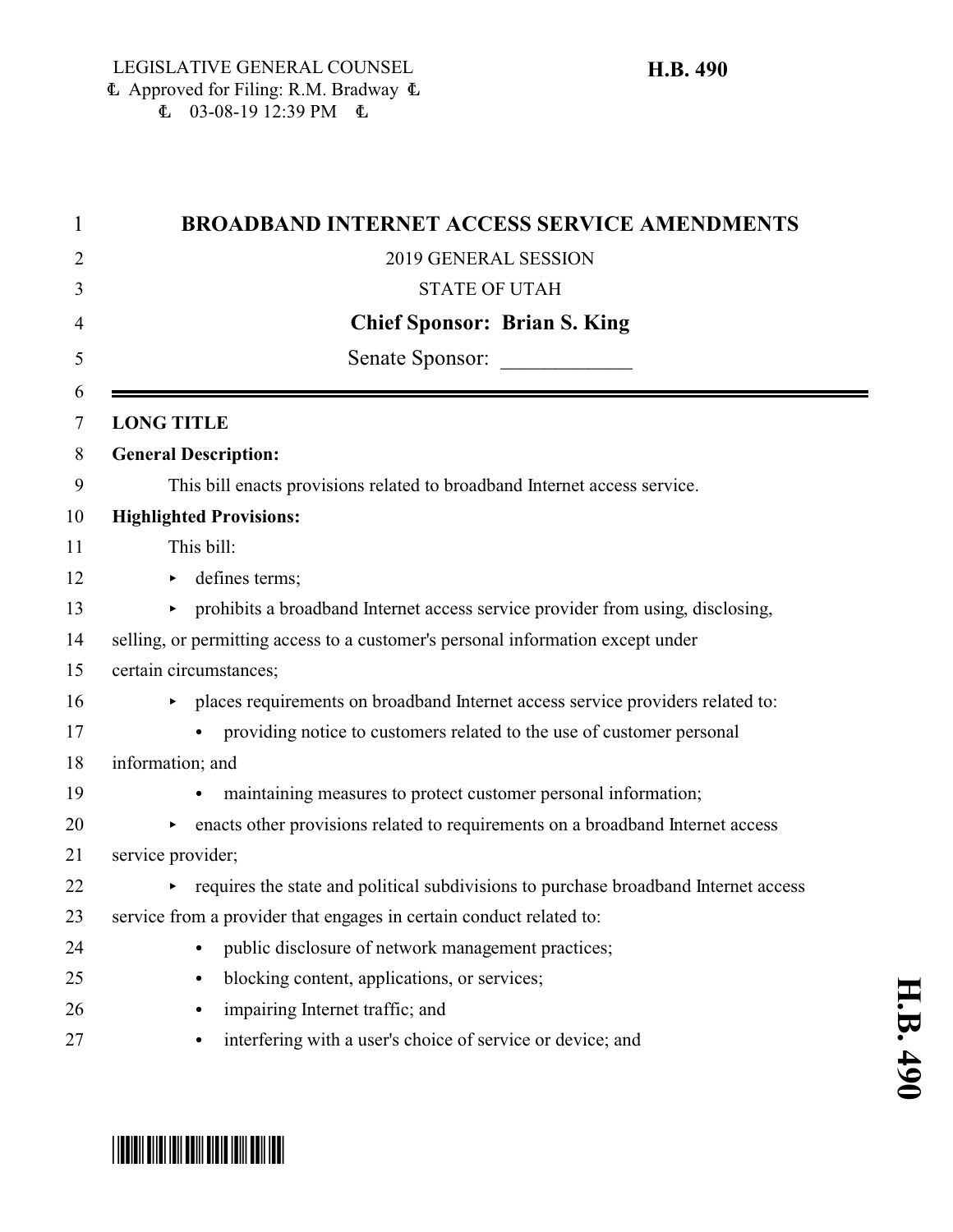LEGISLATIVE GENERAL COUNSEL
Approved for Filing: R.M. Bradway
03-08-19 12:39 PM

**H.B. 490**

# BROADBAND INTERNET ACCESS SERVICE AMENDMENTS

2019 GENERAL SESSION

STATE OF UTAH

**Chief Sponsor: Brian S. King**

Senate Sponsor: ____________

---

**LONG TITLE**

**General Description:**

This bill enacts provisions related to broadband Internet access service.

**Highlighted Provisions:**

This bill:

- defines terms;
- prohibits a broadband Internet access service provider from using, disclosing, selling, or permitting access to a customer's personal information except under certain circumstances;
- places requirements on broadband Internet access service providers related to:
  - providing notice to customers related to the use of customer personal information; and
  - maintaining measures to protect customer personal information;
- enacts other provisions related to requirements on a broadband Internet access service provider;
- requires the state and political subdivisions to purchase broadband Internet access service from a provider that engages in certain conduct related to:
  - public disclosure of network management practices;
  - blocking content, applications, or services;
  - impairing Internet traffic; and
  - interfering with a user's choice of service or device; and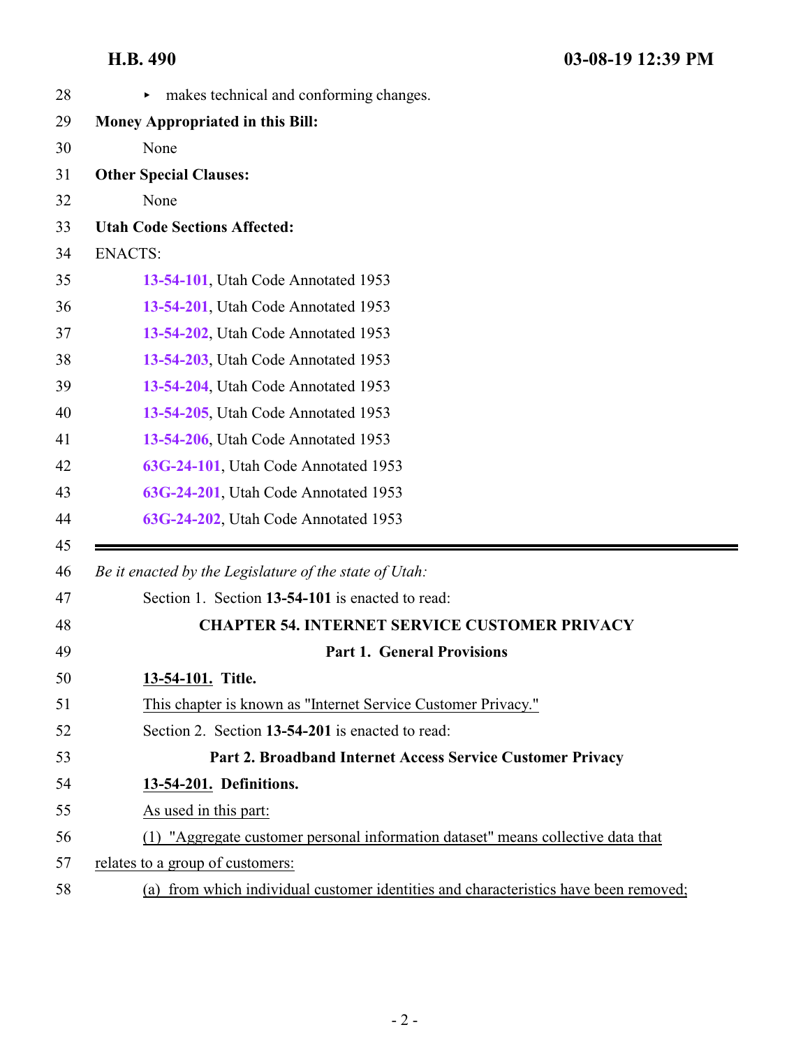▸ makes technical and conforming changes.

**Money Appropriated in this Bill:**

None

**Other Special Clauses:**

None

**Utah Code Sections Affected:**

ENACTS:

13-54-101, Utah Code Annotated 1953

13-54-201, Utah Code Annotated 1953

13-54-202, Utah Code Annotated 1953

13-54-203, Utah Code Annotated 1953

13-54-204, Utah Code Annotated 1953

13-54-205, Utah Code Annotated 1953

13-54-206, Utah Code Annotated 1953

63G-24-101, Utah Code Annotated 1953

63G-24-201, Utah Code Annotated 1953

63G-24-202, Utah Code Annotated 1953

---

*Be it enacted by the Legislature of the state of Utah:*

Section 1. Section **13-54-101** is enacted to read:

## CHAPTER 54. INTERNET SERVICE CUSTOMER PRIVACY

### Part 1. General Provisions

**13-54-101. Title.**

This chapter is known as "Internet Service Customer Privacy."

Section 2. Section **13-54-201** is enacted to read:

### Part 2. Broadband Internet Access Service Customer Privacy

**13-54-201. Definitions.**

As used in this part:

(1) "Aggregate customer personal information dataset" means collective data that relates to a group of customers:

(a) from which individual customer identities and characteristics have been removed;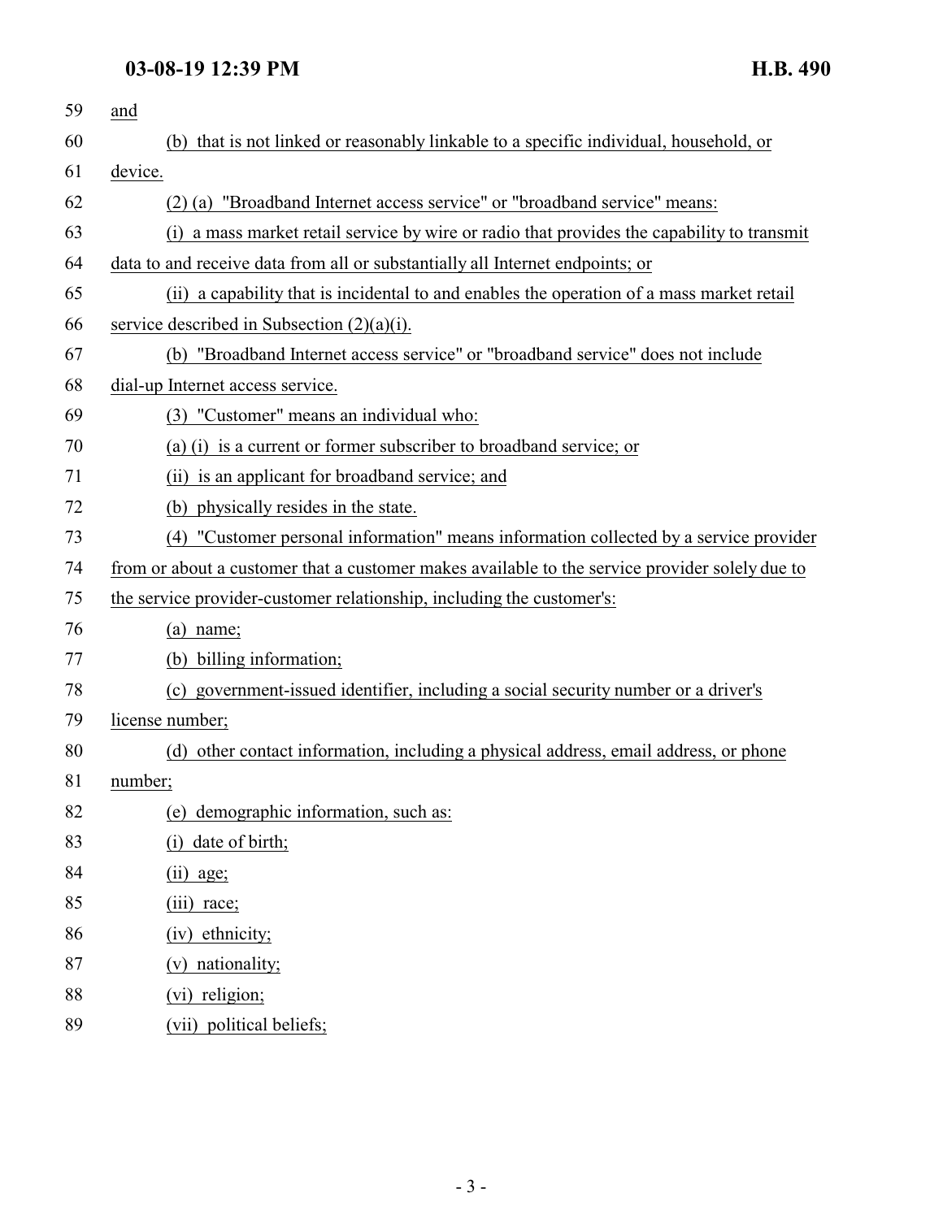and

(b) that is not linked or reasonably linkable to a specific individual, household, or device.

(2) (a) "Broadband Internet access service" or "broadband service" means:

(i) a mass market retail service by wire or radio that provides the capability to transmit data to and receive data from all or substantially all Internet endpoints; or

(ii) a capability that is incidental to and enables the operation of a mass market retail service described in Subsection (2)(a)(i).

(b) "Broadband Internet access service" or "broadband service" does not include dial-up Internet access service.

(3) "Customer" means an individual who:

(a) (i) is a current or former subscriber to broadband service; or

(ii) is an applicant for broadband service; and

(b) physically resides in the state.

(4) "Customer personal information" means information collected by a service provider from or about a customer that a customer makes available to the service provider solely due to the service provider-customer relationship, including the customer's:

(a) name;

(b) billing information;

(c) government-issued identifier, including a social security number or a driver's license number;

(d) other contact information, including a physical address, email address, or phone number;

(e) demographic information, such as:

(i) date of birth;

(ii) age;

(iii) race;

(iv) ethnicity;

(v) nationality;

(vi) religion;

(vii) political beliefs;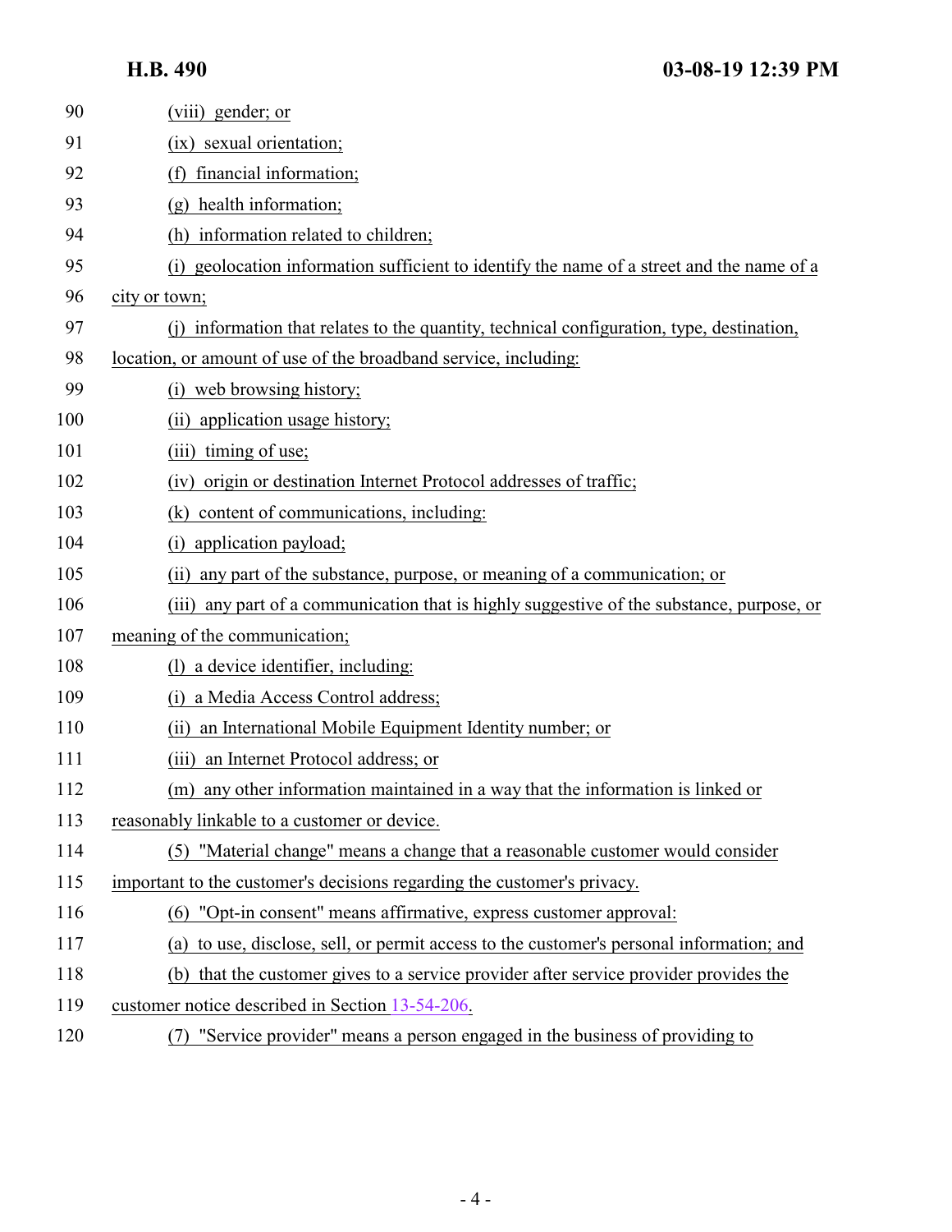(viii) gender; or

(ix) sexual orientation;

(f) financial information;

(g) health information;

(h) information related to children;

(i) geolocation information sufficient to identify the name of a street and the name of a city or town;

(j) information that relates to the quantity, technical configuration, type, destination, location, or amount of use of the broadband service, including:

(i) web browsing history;

(ii) application usage history;

(iii) timing of use;

(iv) origin or destination Internet Protocol addresses of traffic;

(k) content of communications, including:

(i) application payload;

(ii) any part of the substance, purpose, or meaning of a communication; or

(iii) any part of a communication that is highly suggestive of the substance, purpose, or meaning of the communication;

(l) a device identifier, including:

(i) a Media Access Control address;

(ii) an International Mobile Equipment Identity number; or

(iii) an Internet Protocol address; or

(m) any other information maintained in a way that the information is linked or reasonably linkable to a customer or device.

(5) "Material change" means a change that a reasonable customer would consider important to the customer's decisions regarding the customer's privacy.

(6) "Opt-in consent" means affirmative, express customer approval:

(a) to use, disclose, sell, or permit access to the customer's personal information; and

(b) that the customer gives to a service provider after service provider provides the customer notice described in Section 13-54-206.

(7) "Service provider" means a person engaged in the business of providing to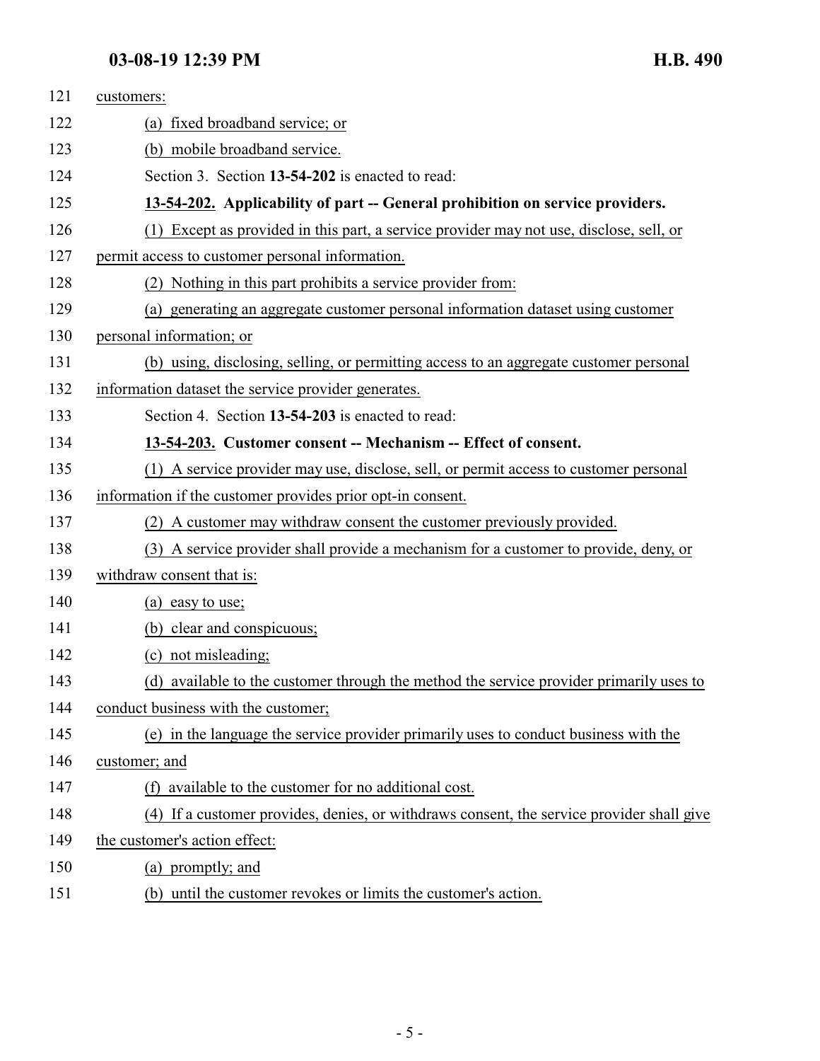customers:

(a) fixed broadband service; or

(b) mobile broadband service.

Section 3. Section **13-54-202** is enacted to read:

**13-54-202. Applicability of part -- General prohibition on service providers.**

(1) Except as provided in this part, a service provider may not use, disclose, sell, or permit access to customer personal information.

(2) Nothing in this part prohibits a service provider from:

(a) generating an aggregate customer personal information dataset using customer personal information; or

(b) using, disclosing, selling, or permitting access to an aggregate customer personal information dataset the service provider generates.

Section 4. Section **13-54-203** is enacted to read:

**13-54-203. Customer consent -- Mechanism -- Effect of consent.**

(1) A service provider may use, disclose, sell, or permit access to customer personal information if the customer provides prior opt-in consent.

(2) A customer may withdraw consent the customer previously provided.

(3) A service provider shall provide a mechanism for a customer to provide, deny, or withdraw consent that is:

(a) easy to use;

(b) clear and conspicuous;

(c) not misleading;

(d) available to the customer through the method the service provider primarily uses to conduct business with the customer;

(e) in the language the service provider primarily uses to conduct business with the customer; and

(f) available to the customer for no additional cost.

(4) If a customer provides, denies, or withdraws consent, the service provider shall give the customer's action effect:

(a) promptly; and

(b) until the customer revokes or limits the customer's action.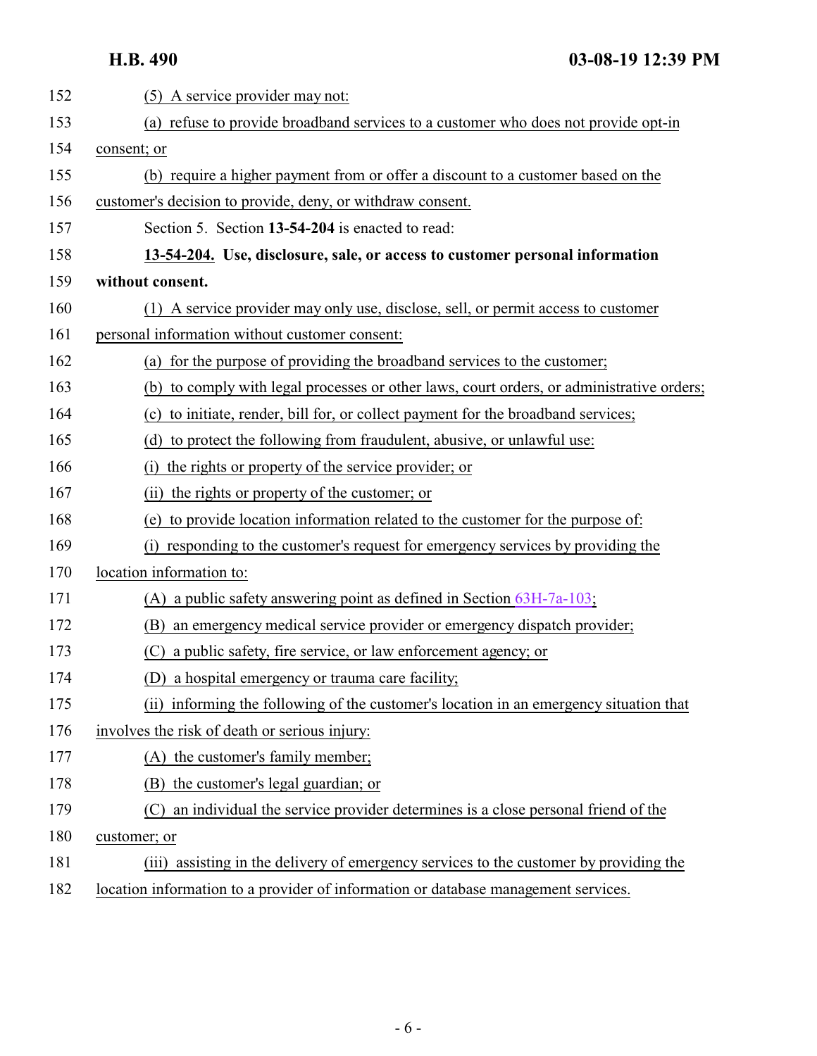(5) A service provider may not:

(a) refuse to provide broadband services to a customer who does not provide opt-in consent; or

(b) require a higher payment from or offer a discount to a customer based on the customer's decision to provide, deny, or withdraw consent.

Section 5. Section **13-54-204** is enacted to read:

**13-54-204. Use, disclosure, sale, or access to customer personal information without consent.**

(1) A service provider may only use, disclose, sell, or permit access to customer personal information without customer consent:

(a) for the purpose of providing the broadband services to the customer;

(b) to comply with legal processes or other laws, court orders, or administrative orders;

(c) to initiate, render, bill for, or collect payment for the broadband services;

(d) to protect the following from fraudulent, abusive, or unlawful use:

(i) the rights or property of the service provider; or

(ii) the rights or property of the customer; or

(e) to provide location information related to the customer for the purpose of:

(i) responding to the customer's request for emergency services by providing the location information to:

(A) a public safety answering point as defined in Section 63H-7a-103;

(B) an emergency medical service provider or emergency dispatch provider;

(C) a public safety, fire service, or law enforcement agency; or

(D) a hospital emergency or trauma care facility;

(ii) informing the following of the customer's location in an emergency situation that involves the risk of death or serious injury:

(A) the customer's family member;

(B) the customer's legal guardian; or

(C) an individual the service provider determines is a close personal friend of the customer; or

(iii) assisting in the delivery of emergency services to the customer by providing the location information to a provider of information or database management services.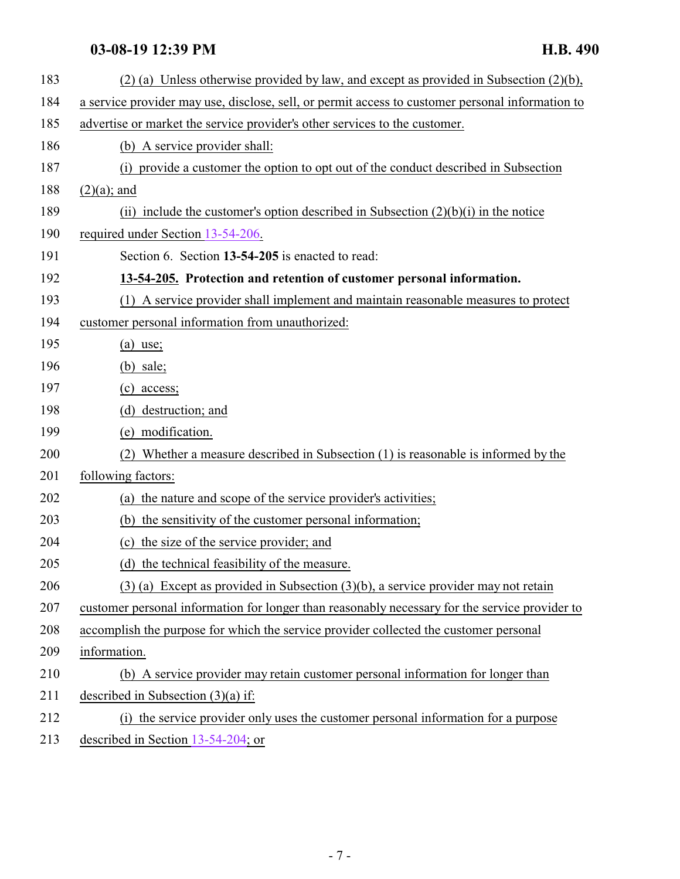(2) (a) Unless otherwise provided by law, and except as provided in Subsection (2)(b), a service provider may use, disclose, sell, or permit access to customer personal information to advertise or market the service provider's other services to the customer.

(b) A service provider shall:

(i) provide a customer the option to opt out of the conduct described in Subsection (2)(a); and

(ii) include the customer's option described in Subsection (2)(b)(i) in the notice required under Section 13-54-206.

Section 6. Section **13-54-205** is enacted to read:

**13-54-205. Protection and retention of customer personal information.**

(1) A service provider shall implement and maintain reasonable measures to protect customer personal information from unauthorized:

(a) use;

(b) sale;

(c) access;

(d) destruction; and

(e) modification.

(2) Whether a measure described in Subsection (1) is reasonable is informed by the following factors:

(a) the nature and scope of the service provider's activities;

(b) the sensitivity of the customer personal information;

(c) the size of the service provider; and

(d) the technical feasibility of the measure.

(3) (a) Except as provided in Subsection (3)(b), a service provider may not retain customer personal information for longer than reasonably necessary for the service provider to accomplish the purpose for which the service provider collected the customer personal information.

(b) A service provider may retain customer personal information for longer than described in Subsection (3)(a) if:

(i) the service provider only uses the customer personal information for a purpose described in Section 13-54-204; or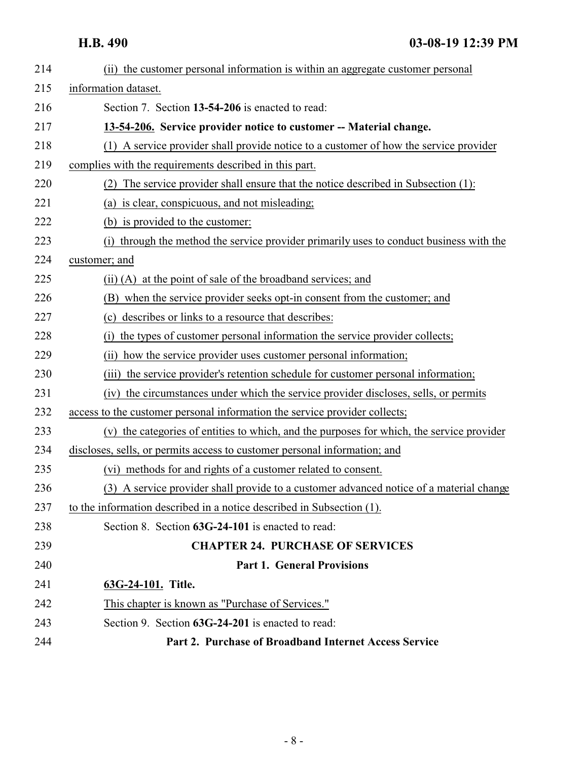(ii) the customer personal information is within an aggregate customer personal information dataset.

Section 7. Section **13-54-206** is enacted to read:

**13-54-206. Service provider notice to customer -- Material change.**

(1) A service provider shall provide notice to a customer of how the service provider complies with the requirements described in this part.

(2) The service provider shall ensure that the notice described in Subsection (1):

(a) is clear, conspicuous, and not misleading;

(b) is provided to the customer:

(i) through the method the service provider primarily uses to conduct business with the customer; and

(ii) (A) at the point of sale of the broadband services; and

(B) when the service provider seeks opt-in consent from the customer; and

(c) describes or links to a resource that describes:

(i) the types of customer personal information the service provider collects;

(ii) how the service provider uses customer personal information;

(iii) the service provider's retention schedule for customer personal information;

(iv) the circumstances under which the service provider discloses, sells, or permits access to the customer personal information the service provider collects;

(v) the categories of entities to which, and the purposes for which, the service provider discloses, sells, or permits access to customer personal information; and

(vi) methods for and rights of a customer related to consent.

(3) A service provider shall provide to a customer advanced notice of a material change to the information described in a notice described in Subsection (1).

Section 8. Section **63G-24-101** is enacted to read:

**CHAPTER 24. PURCHASE OF SERVICES**

**Part 1. General Provisions**

**63G-24-101. Title.**

This chapter is known as "Purchase of Services."

Section 9. Section **63G-24-201** is enacted to read:

**Part 2. Purchase of Broadband Internet Access Service**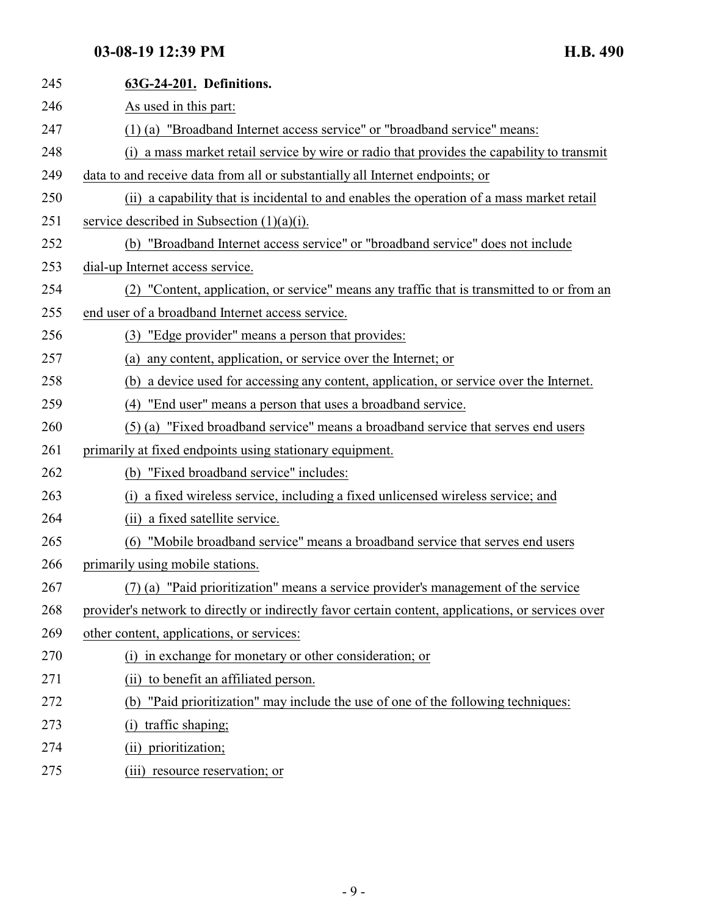**63G-24-201. Definitions.**

As used in this part:

(1) (a) "Broadband Internet access service" or "broadband service" means:

(i) a mass market retail service by wire or radio that provides the capability to transmit data to and receive data from all or substantially all Internet endpoints; or

(ii) a capability that is incidental to and enables the operation of a mass market retail service described in Subsection (1)(a)(i).

(b) "Broadband Internet access service" or "broadband service" does not include dial-up Internet access service.

(2) "Content, application, or service" means any traffic that is transmitted to or from an end user of a broadband Internet access service.

(3) "Edge provider" means a person that provides:

(a) any content, application, or service over the Internet; or

(b) a device used for accessing any content, application, or service over the Internet.

(4) "End user" means a person that uses a broadband service.

(5) (a) "Fixed broadband service" means a broadband service that serves end users primarily at fixed endpoints using stationary equipment.

(b) "Fixed broadband service" includes:

(i) a fixed wireless service, including a fixed unlicensed wireless service; and

(ii) a fixed satellite service.

(6) "Mobile broadband service" means a broadband service that serves end users primarily using mobile stations.

(7) (a) "Paid prioritization" means a service provider's management of the service provider's network to directly or indirectly favor certain content, applications, or services over other content, applications, or services:

(i) in exchange for monetary or other consideration; or

(ii) to benefit an affiliated person.

(b) "Paid prioritization" may include the use of one of the following techniques:

(i) traffic shaping;

(ii) prioritization;

(iii) resource reservation; or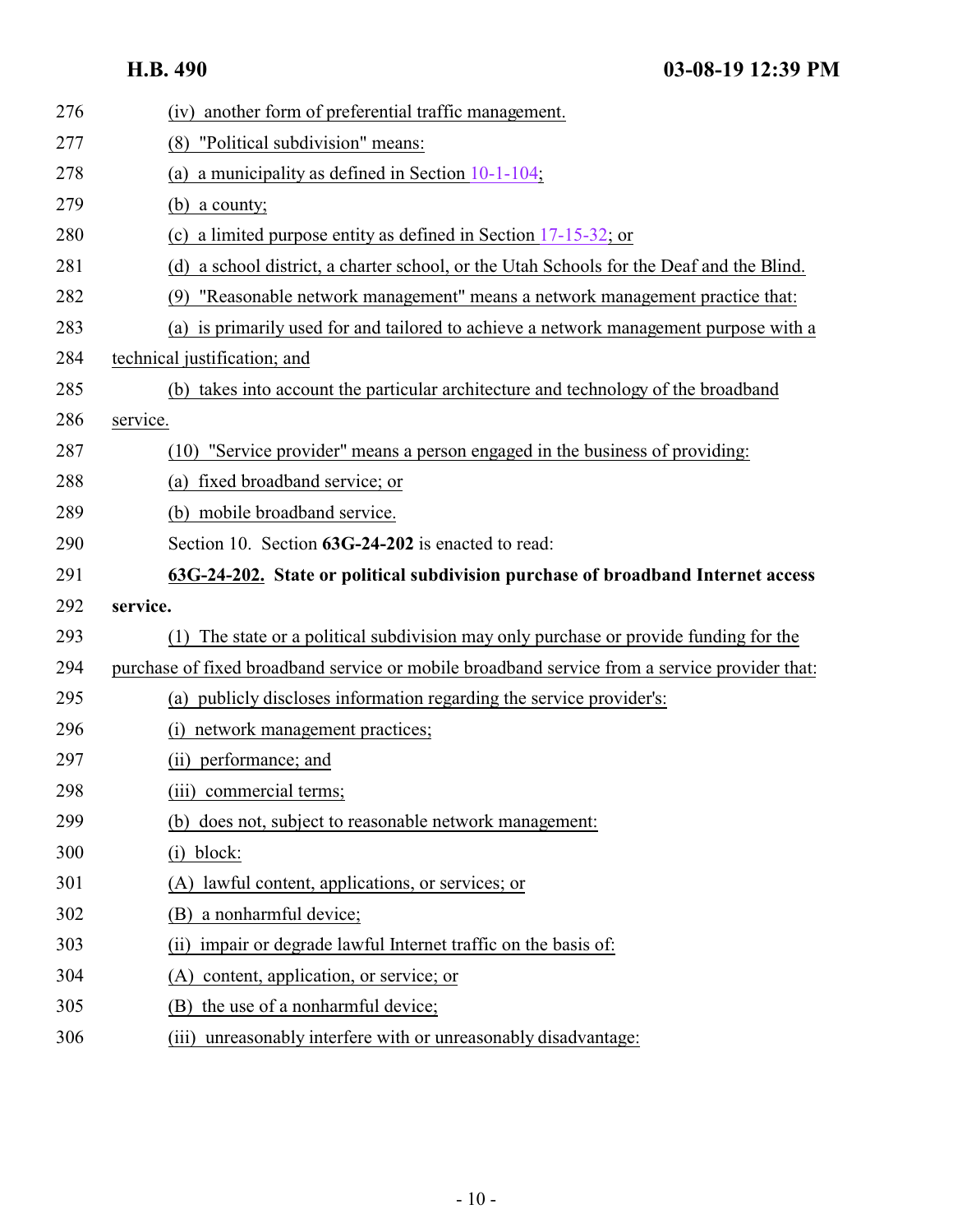276 (iv) another form of preferential traffic management.

277 (8) "Political subdivision" means:

278 (a) a municipality as defined in Section 10-1-104;

279 (b) a county;

280 (c) a limited purpose entity as defined in Section 17-15-32; or

281 (d) a school district, a charter school, or the Utah Schools for the Deaf and the Blind.

282 (9) "Reasonable network management" means a network management practice that:

283 (a) is primarily used for and tailored to achieve a network management purpose with a

284 technical justification; and

285 (b) takes into account the particular architecture and technology of the broadband

286 service.

287 (10) "Service provider" means a person engaged in the business of providing:

288 (a) fixed broadband service; or

289 (b) mobile broadband service.

290 Section 10. Section **63G-24-202** is enacted to read:

291 **63G-24-202. State or political subdivision purchase of broadband Internet access**

292 **service.**

293 (1) The state or a political subdivision may only purchase or provide funding for the

294 purchase of fixed broadband service or mobile broadband service from a service provider that:

295 (a) publicly discloses information regarding the service provider's:

296 (i) network management practices;

297 (ii) performance; and

298 (iii) commercial terms;

299 (b) does not, subject to reasonable network management:

300 (i) block:

301 (A) lawful content, applications, or services; or

302 (B) a nonharmful device;

303 (ii) impair or degrade lawful Internet traffic on the basis of:

304 (A) content, application, or service; or

305 (B) the use of a nonharmful device;

306 (iii) unreasonably interfere with or unreasonably disadvantage: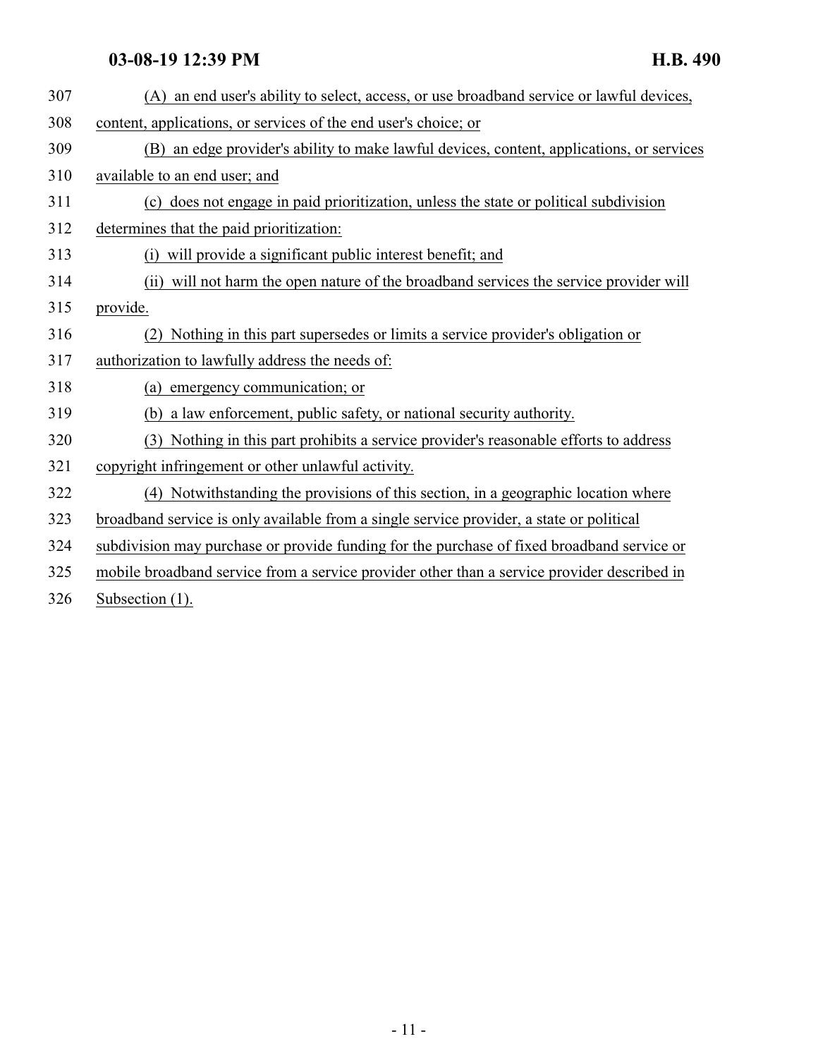(A) an end user's ability to select, access, or use broadband service or lawful devices, content, applications, or services of the end user's choice; or

(B) an edge provider's ability to make lawful devices, content, applications, or services available to an end user; and

(c) does not engage in paid prioritization, unless the state or political subdivision determines that the paid prioritization:

(i) will provide a significant public interest benefit; and

(ii) will not harm the open nature of the broadband services the service provider will provide.

(2) Nothing in this part supersedes or limits a service provider's obligation or authorization to lawfully address the needs of:

(a) emergency communication; or

(b) a law enforcement, public safety, or national security authority.

(3) Nothing in this part prohibits a service provider's reasonable efforts to address copyright infringement or other unlawful activity.

(4) Notwithstanding the provisions of this section, in a geographic location where broadband service is only available from a single service provider, a state or political subdivision may purchase or provide funding for the purchase of fixed broadband service or mobile broadband service from a service provider other than a service provider described in Subsection (1).